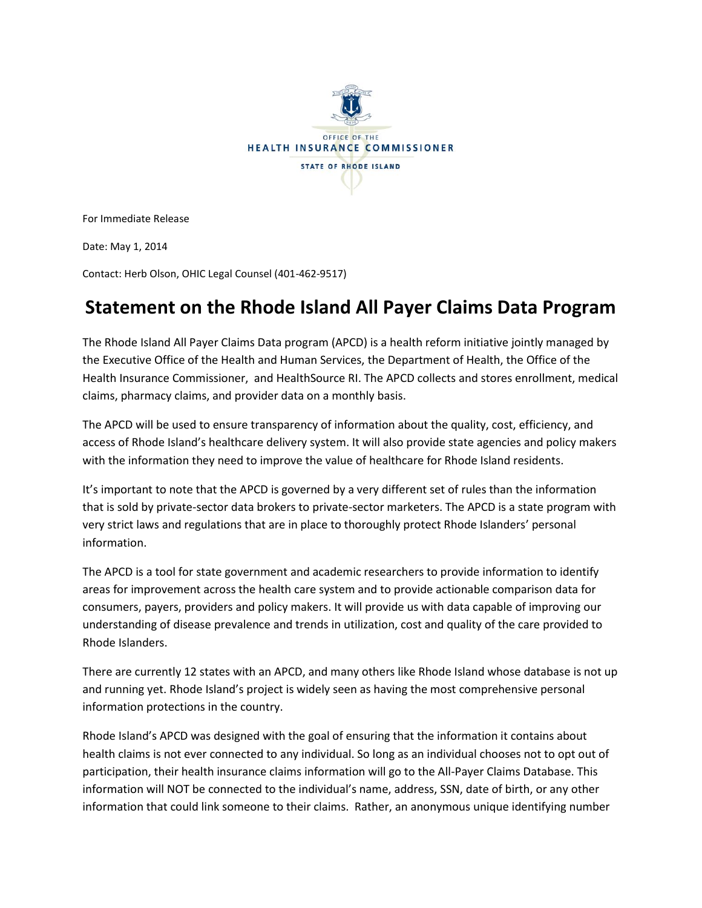OFFICE OF THE
HEALTH INSURANCE COMMISSIONER
STATE OF RHODE ISLAND

For Immediate Release

Date: May 1, 2014

Contact: Herb Olson, OHIC Legal Counsel (401-462-9517)

# Statement on the Rhode Island All Payer Claims Data Program

The Rhode Island All Payer Claims Data program (APCD) is a health reform initiative jointly managed by the Executive Office of the Health and Human Services, the Department of Health, the Office of the Health Insurance Commissioner, and HealthSource RI. The APCD collects and stores enrollment, medical claims, pharmacy claims, and provider data on a monthly basis.

The APCD will be used to ensure transparency of information about the quality, cost, efficiency, and access of Rhode Island's healthcare delivery system. It will also provide state agencies and policy makers with the information they need to improve the value of healthcare for Rhode Island residents.

It's important to note that the APCD is governed by a very different set of rules than the information that is sold by private-sector data brokers to private-sector marketers. The APCD is a state program with very strict laws and regulations that are in place to thoroughly protect Rhode Islanders' personal information.

The APCD is a tool for state government and academic researchers to provide information to identify areas for improvement across the health care system and to provide actionable comparison data for consumers, payers, providers and policy makers. It will provide us with data capable of improving our understanding of disease prevalence and trends in utilization, cost and quality of the care provided to Rhode Islanders.

There are currently 12 states with an APCD, and many others like Rhode Island whose database is not up and running yet. Rhode Island's project is widely seen as having the most comprehensive personal information protections in the country.

Rhode Island's APCD was designed with the goal of ensuring that the information it contains about health claims is not ever connected to any individual. So long as an individual chooses not to opt out of participation, their health insurance claims information will go to the All-Payer Claims Database. This information will NOT be connected to the individual's name, address, SSN, date of birth, or any other information that could link someone to their claims. Rather, an anonymous unique identifying number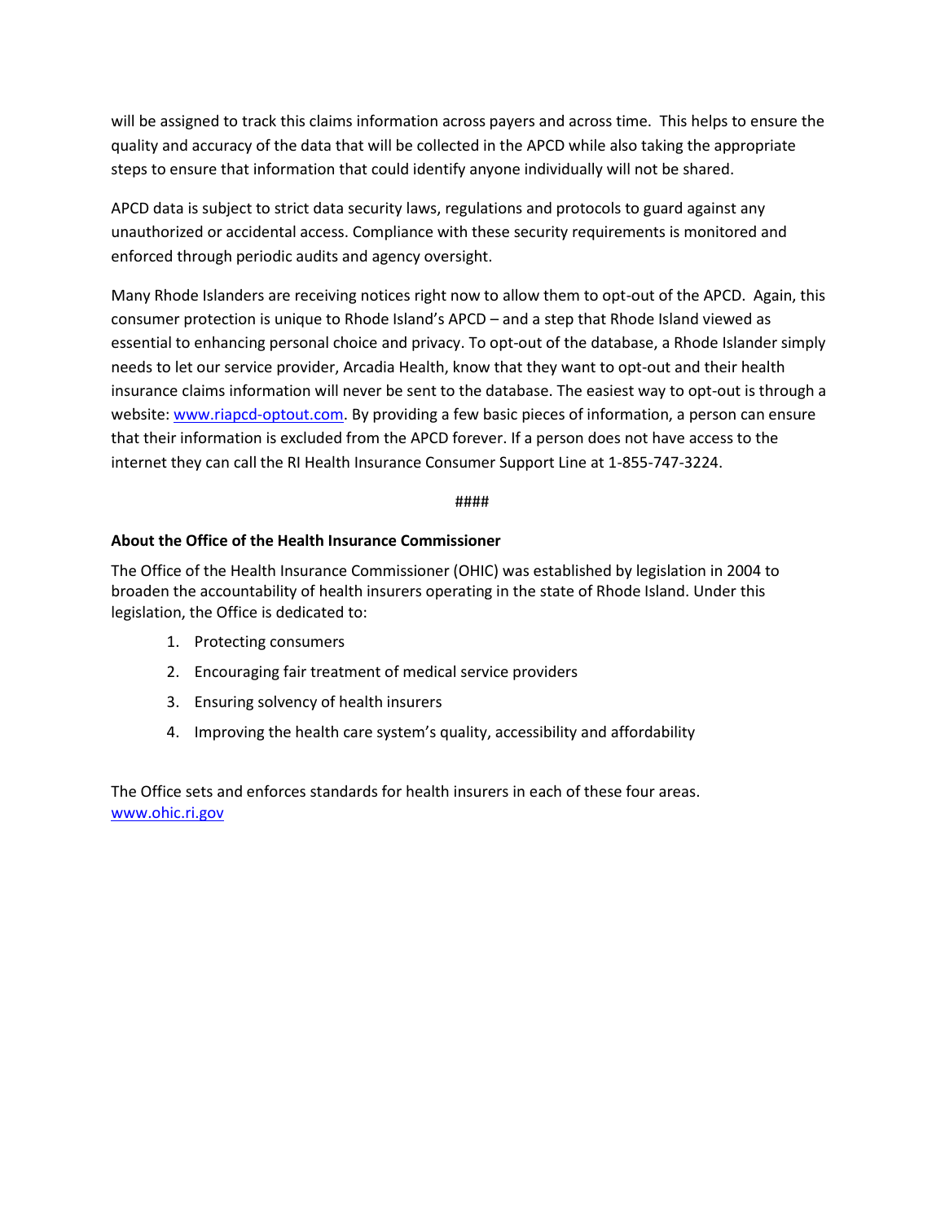will be assigned to track this claims information across payers and across time. This helps to ensure the quality and accuracy of the data that will be collected in the APCD while also taking the appropriate steps to ensure that information that could identify anyone individually will not be shared.

APCD data is subject to strict data security laws, regulations and protocols to guard against any unauthorized or accidental access. Compliance with these security requirements is monitored and enforced through periodic audits and agency oversight.

Many Rhode Islanders are receiving notices right now to allow them to opt-out of the APCD. Again, this consumer protection is unique to Rhode Island's APCD – and a step that Rhode Island viewed as essential to enhancing personal choice and privacy. To opt-out of the database, a Rhode Islander simply needs to let our service provider, Arcadia Health, know that they want to opt-out and their health insurance claims information will never be sent to the database. The easiest way to opt-out is through a website: [www.riapcd-optout.com](http://www.riapcd-optout.com). By providing a few basic pieces of information, a person can ensure that their information is excluded from the APCD forever. If a person does not have access to the internet they can call the RI Health Insurance Consumer Support Line at 1-855-747-3224.

####

**About the Office of the Health Insurance Commissioner**

The Office of the Health Insurance Commissioner (OHIC) was established by legislation in 2004 to broaden the accountability of health insurers operating in the state of Rhode Island. Under this legislation, the Office is dedicated to:

1. Protecting consumers
2. Encouraging fair treatment of medical service providers
3. Ensuring solvency of health insurers
4. Improving the health care system's quality, accessibility and affordability

The Office sets and enforces standards for health insurers in each of these four areas.
[www.ohic.ri.gov](http://www.ohic.ri.gov)